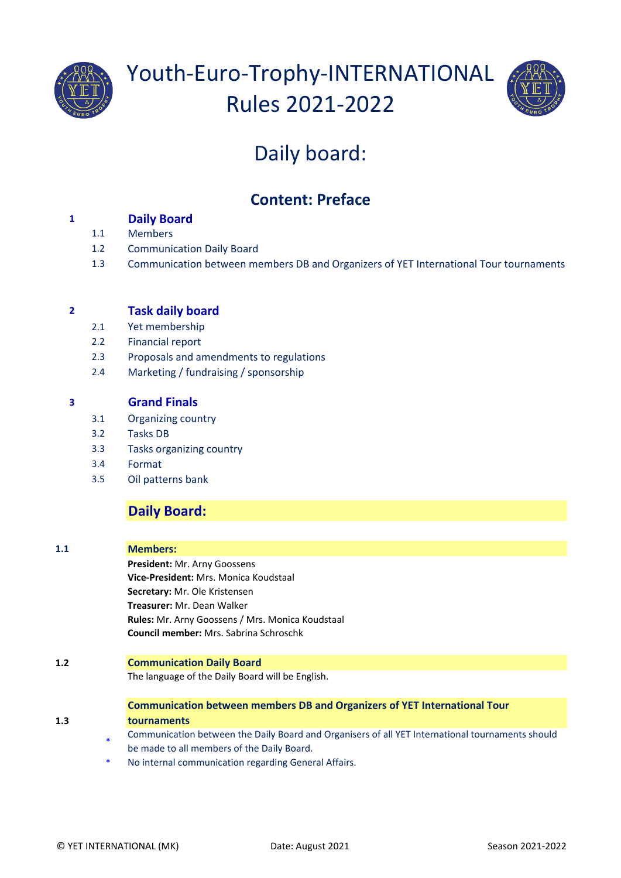# Youth-Euro-Trophy-INTERNATIONAL Rules 2021-2022

## Daily board:

### Content: Preface

**1 Daily Board**
- 1.1 Members
- 1.2 Communication Daily Board
- 1.3 Communication between members DB and Organizers of YET International Tour tournaments

**2 Task daily board**
- 2.1 Yet membership
- 2.2 Financial report
- 2.3 Proposals and amendments to regulations
- 2.4 Marketing / fundraising / sponsorship

**3 Grand Finals**
- 3.1 Organizing country
- 3.2 Tasks DB
- 3.3 Tasks organizing country
- 3.4 Format
- 3.5 Oil patterns bank

## Daily Board:

### 1.1 Members:

**President:** Mr. Arny Goossens
**Vice-President:** Mrs. Monica Koudstaal
**Secretary:** Mr. Ole Kristensen
**Treasurer:** Mr. Dean Walker
**Rules:** Mr. Arny Goossens / Mrs. Monica Koudstaal
**Council member:** Mrs. Sabrina Schroschk

### 1.2 Communication Daily Board

The language of the Daily Board will be English.

### 1.3 Communication between members DB and Organizers of YET International Tour tournaments

* Communication between the Daily Board and Organisers of all YET International tournaments should be made to all members of the Daily Board.
* No internal communication regarding General Affairs.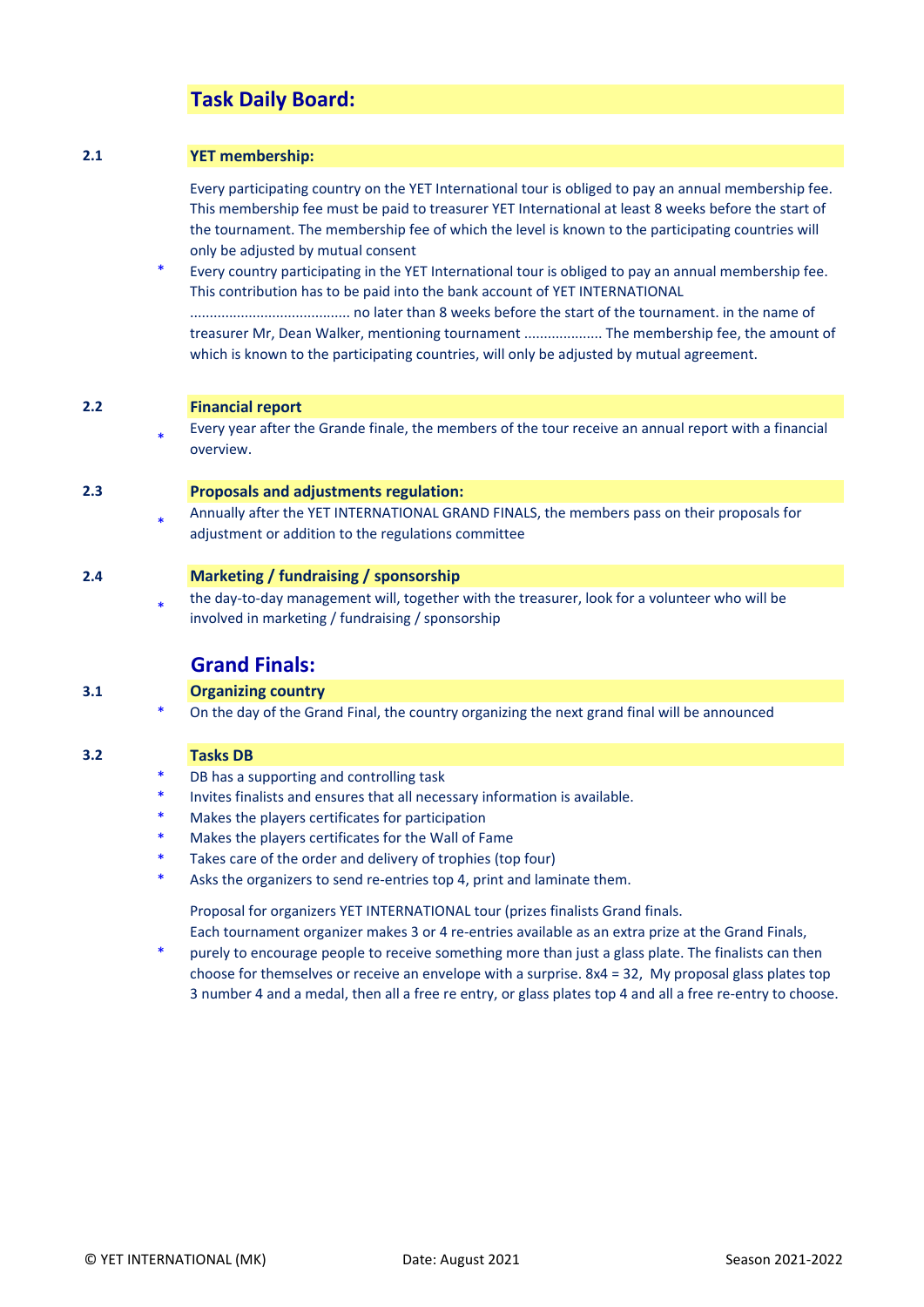## Task Daily Board:

### 2.1 YET membership:

Every participating country on the YET International tour is obliged to pay an annual membership fee. This membership fee must be paid to treasurer YET International at least 8 weeks before the start of the tournament. The membership fee of which the level is known to the participating countries will only be adjusted by mutual consent

* Every country participating in the YET International tour is obliged to pay an annual membership fee. This contribution has to be paid into the bank account of YET INTERNATIONAL ........................................ no later than 8 weeks before the start of the tournament. in the name of treasurer Mr, Dean Walker, mentioning tournament ................... The membership fee, the amount of which is known to the participating countries, will only be adjusted by mutual agreement.

### 2.2 Financial report

* Every year after the Grande finale, the members of the tour receive an annual report with a financial overview.

### 2.3 Proposals and adjustments regulation:

* Annually after the YET INTERNATIONAL GRAND FINALS, the members pass on their proposals for adjustment or addition to the regulations committee

### 2.4 Marketing / fundraising / sponsorship

* the day-to-day management will, together with the treasurer, look for a volunteer who will be involved in marketing / fundraising / sponsorship

## Grand Finals:

### 3.1 Organizing country

* On the day of the Grand Final, the country organizing the next grand final will be announced

### 3.2 Tasks DB

* DB has a supporting and controlling task
* Invites finalists and ensures that all necessary information is available.
* Makes the players certificates for participation
* Makes the players certificates for the Wall of Fame
* Takes care of the order and delivery of trophies (top four)
* Asks the organizers to send re-entries top 4, print and laminate them.

Proposal for organizers YET INTERNATIONAL tour (prizes finalists Grand finals.

* Each tournament organizer makes 3 or 4 re-entries available as an extra prize at the Grand Finals, purely to encourage people to receive something more than just a glass plate. The finalists can then choose for themselves or receive an envelope with a surprise. 8x4 = 32, My proposal glass plates top 3 number 4 and a medal, then all a free re entry, or glass plates top 4 and all a free re-entry to choose.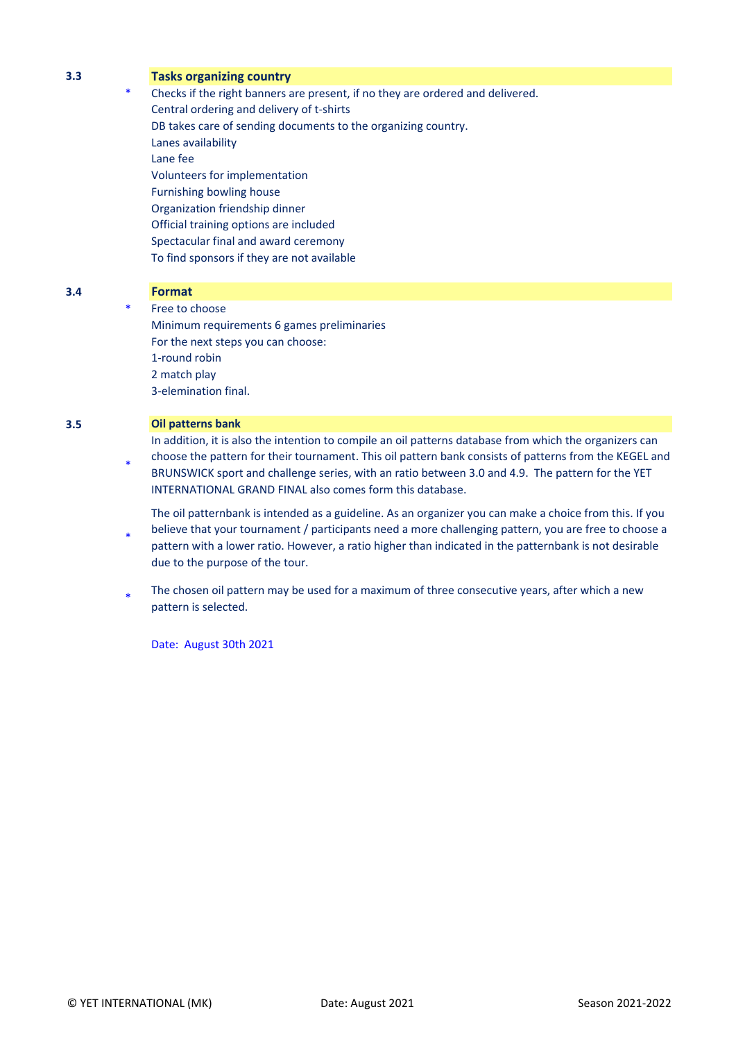### 3.3 Tasks organizing country

* Checks if the right banners are present, if no they are ordered and delivered.
  Central ordering and delivery of t-shirts
  DB takes care of sending documents to the organizing country.
  Lanes availability
  Lane fee
  Volunteers for implementation
  Furnishing bowling house
  Organization friendship dinner
  Official training options are included
  Spectacular final and award ceremony
  To find sponsors if they are not available

### 3.4 Format

* Free to choose
  Minimum requirements 6 games preliminaries
  For the next steps you can choose:
  1-round robin
  2 match play
  3-elemination final.

### 3.5 Oil patterns bank

* In addition, it is also the intention to compile an oil patterns database from which the organizers can choose the pattern for their tournament. This oil pattern bank consists of patterns from the KEGEL and BRUNSWICK sport and challenge series, with an ratio between 3.0 and 4.9. The pattern for the YET INTERNATIONAL GRAND FINAL also comes form this database.

* The oil patternbank is intended as a guideline. As an organizer you can make a choice from this. If you believe that your tournament / participants need a more challenging pattern, you are free to choose a pattern with a lower ratio. However, a ratio higher than indicated in the patternbank is not desirable due to the purpose of the tour.

* The chosen oil pattern may be used for a maximum of three consecutive years, after which a new pattern is selected.

Date: August 30th 2021